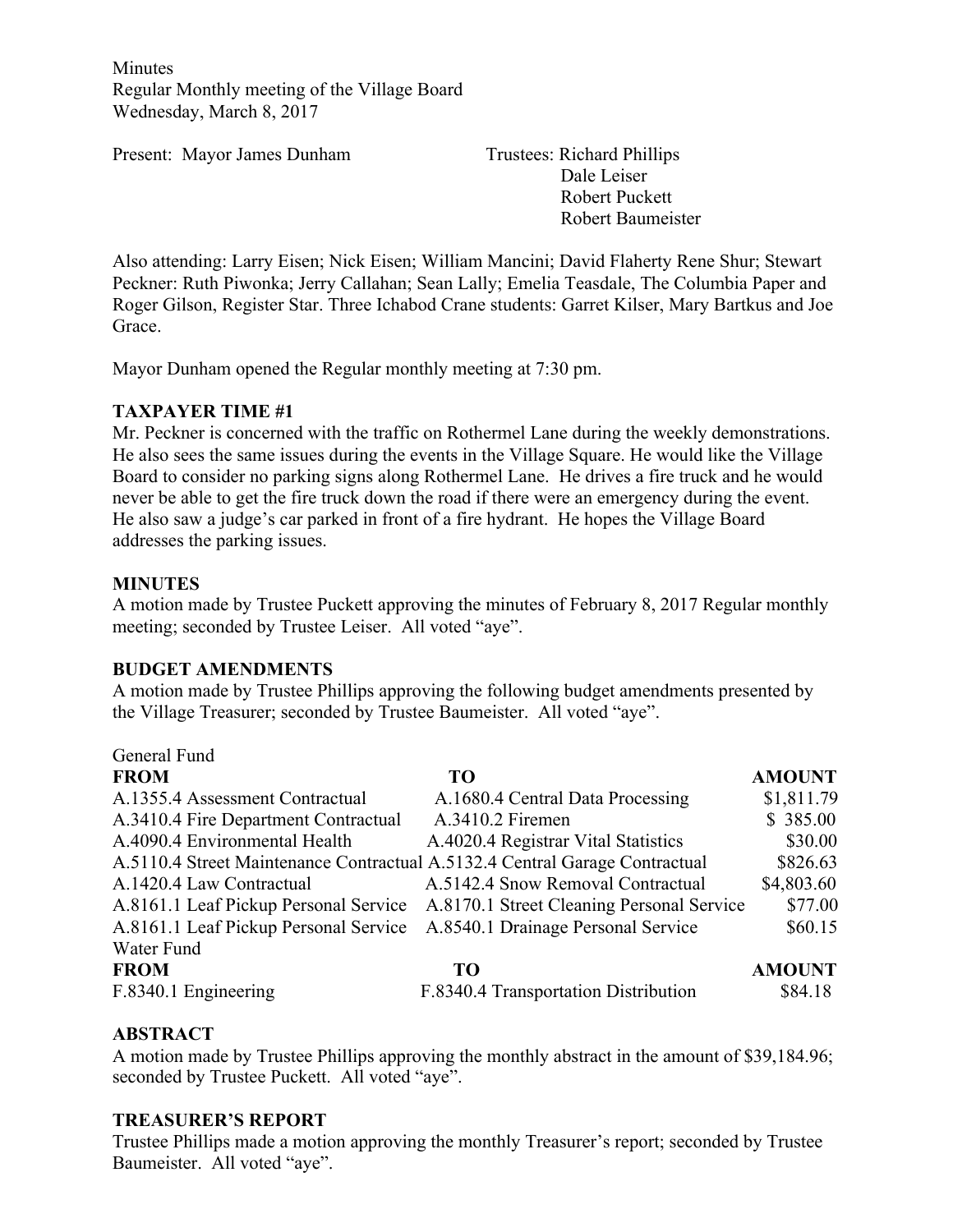Minutes
Regular Monthly meeting of the Village Board
Wednesday, March 8, 2017

Present: Mayor James Dunham

Trustees: Richard Phillips
Dale Leiser
Robert Puckett
Robert Baumeister

Also attending: Larry Eisen; Nick Eisen; William Mancini; David Flaherty Rene Shur; Stewart Peckner: Ruth Piwonka; Jerry Callahan; Sean Lally; Emelia Teasdale, The Columbia Paper and Roger Gilson, Register Star. Three Ichabod Crane students: Garret Kilser, Mary Bartkus and Joe Grace.

Mayor Dunham opened the Regular monthly meeting at 7:30 pm.

**TAXPAYER TIME #1**

Mr. Peckner is concerned with the traffic on Rothermel Lane during the weekly demonstrations. He also sees the same issues during the events in the Village Square. He would like the Village Board to consider no parking signs along Rothermel Lane. He drives a fire truck and he would never be able to get the fire truck down the road if there were an emergency during the event. He also saw a judge's car parked in front of a fire hydrant. He hopes the Village Board addresses the parking issues.

**MINUTES**

A motion made by Trustee Puckett approving the minutes of February 8, 2017 Regular monthly meeting; seconded by Trustee Leiser. All voted "aye".

**BUDGET AMENDMENTS**

A motion made by Trustee Phillips approving the following budget amendments presented by the Village Treasurer; seconded by Trustee Baumeister. All voted "aye".

General Fund

| FROM | TO | AMOUNT |
|---|---|---|
| A.1355.4 Assessment Contractual | A.1680.4 Central Data Processing | $1,811.79 |
| A.3410.4 Fire Department Contractual | A.3410.2 Firemen | $ 385.00 |
| A.4090.4 Environmental Health | A.4020.4 Registrar Vital Statistics | $30.00 |
| A.5110.4 Street Maintenance Contractual | A.5132.4 Central Garage Contractual | $826.63 |
| A.1420.4 Law Contractual | A.5142.4 Snow Removal Contractual | $4,803.60 |
| A.8161.1 Leaf Pickup Personal Service | A.8170.1 Street Cleaning Personal Service | $77.00 |
| A.8161.1 Leaf Pickup Personal Service | A.8540.1 Drainage Personal Service | $60.15 |

Water Fund

| FROM | TO | AMOUNT |
|---|---|---|
| F.8340.1 Engineering | F.8340.4 Transportation Distribution | $84.18 |

**ABSTRACT**

A motion made by Trustee Phillips approving the monthly abstract in the amount of $39,184.96; seconded by Trustee Puckett. All voted "aye".

**TREASURER'S REPORT**

Trustee Phillips made a motion approving the monthly Treasurer's report; seconded by Trustee Baumeister. All voted "aye".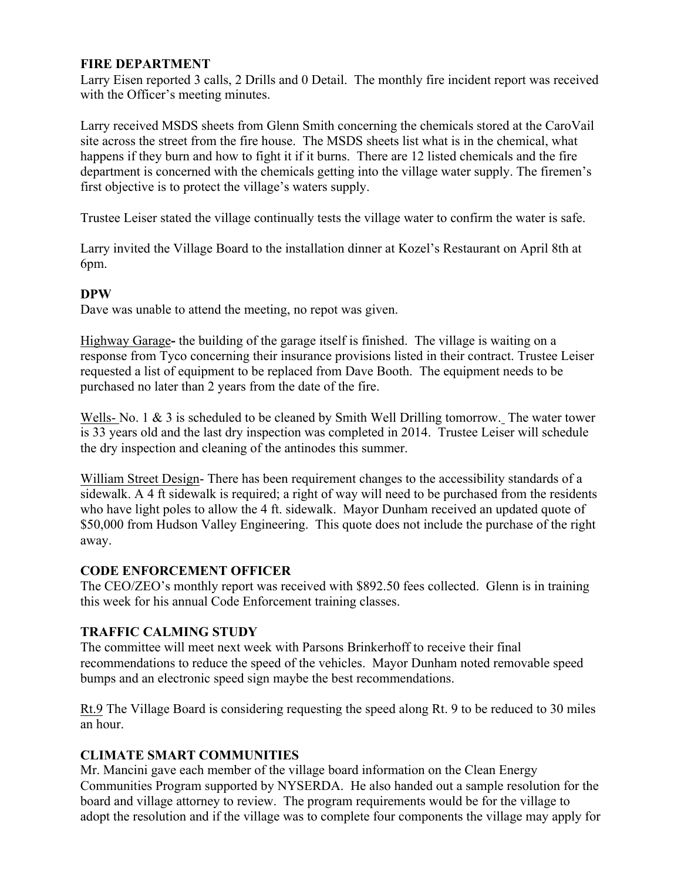**FIRE DEPARTMENT**

Larry Eisen reported 3 calls, 2 Drills and 0 Detail. The monthly fire incident report was received with the Officer's meeting minutes.

Larry received MSDS sheets from Glenn Smith concerning the chemicals stored at the CaroVail site across the street from the fire house. The MSDS sheets list what is in the chemical, what happens if they burn and how to fight it if it burns. There are 12 listed chemicals and the fire department is concerned with the chemicals getting into the village water supply. The firemen's first objective is to protect the village's waters supply.

Trustee Leiser stated the village continually tests the village water to confirm the water is safe.

Larry invited the Village Board to the installation dinner at Kozel's Restaurant on April 8th at 6pm.

**DPW**

Dave was unable to attend the meeting, no repot was given.

Highway Garage**-** the building of the garage itself is finished. The village is waiting on a response from Tyco concerning their insurance provisions listed in their contract. Trustee Leiser requested a list of equipment to be replaced from Dave Booth. The equipment needs to be purchased no later than 2 years from the date of the fire.

Wells- No. 1 & 3 is scheduled to be cleaned by Smith Well Drilling tomorrow. The water tower is 33 years old and the last dry inspection was completed in 2014. Trustee Leiser will schedule the dry inspection and cleaning of the antinodes this summer.

William Street Design- There has been requirement changes to the accessibility standards of a sidewalk. A 4 ft sidewalk is required; a right of way will need to be purchased from the residents who have light poles to allow the 4 ft. sidewalk. Mayor Dunham received an updated quote of $50,000 from Hudson Valley Engineering. This quote does not include the purchase of the right away.

**CODE ENFORCEMENT OFFICER**

The CEO/ZEO's monthly report was received with $892.50 fees collected. Glenn is in training this week for his annual Code Enforcement training classes.

**TRAFFIC CALMING STUDY**

The committee will meet next week with Parsons Brinkerhoff to receive their final recommendations to reduce the speed of the vehicles. Mayor Dunham noted removable speed bumps and an electronic speed sign maybe the best recommendations.

Rt.9 The Village Board is considering requesting the speed along Rt. 9 to be reduced to 30 miles an hour.

**CLIMATE SMART COMMUNITIES**

Mr. Mancini gave each member of the village board information on the Clean Energy Communities Program supported by NYSERDA. He also handed out a sample resolution for the board and village attorney to review. The program requirements would be for the village to adopt the resolution and if the village was to complete four components the village may apply for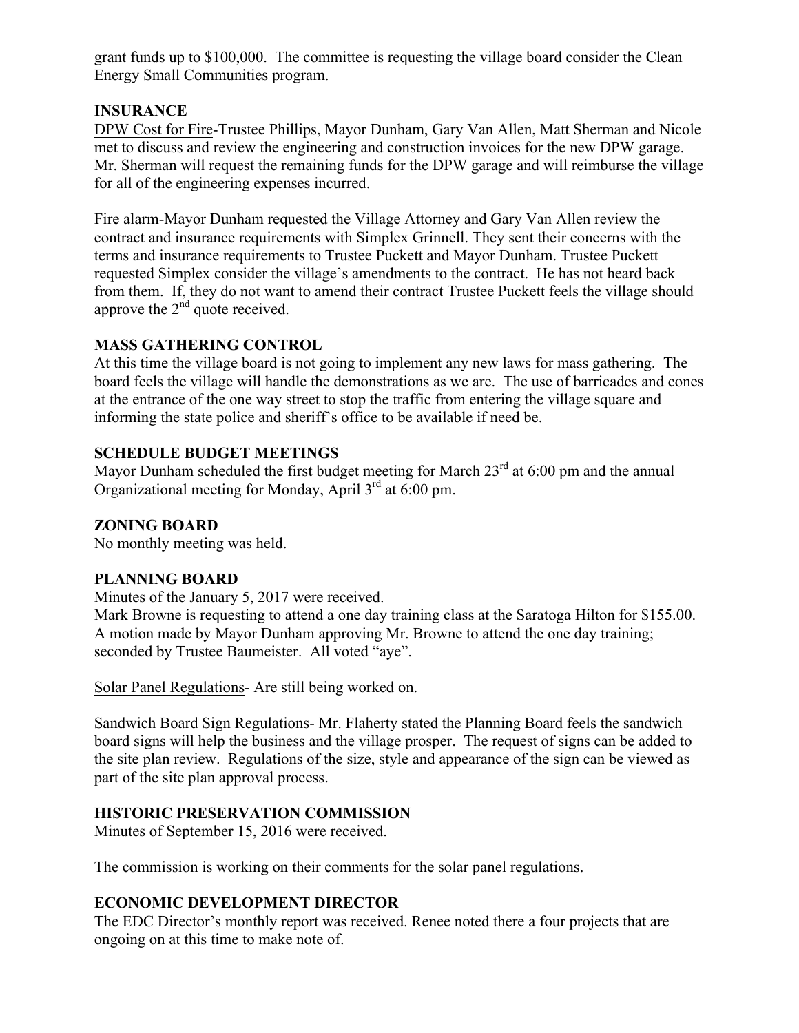grant funds up to $100,000. The committee is requesting the village board consider the Clean Energy Small Communities program.

## INSURANCE

<u>DPW Cost for Fire</u>-Trustee Phillips, Mayor Dunham, Gary Van Allen, Matt Sherman and Nicole met to discuss and review the engineering and construction invoices for the new DPW garage. Mr. Sherman will request the remaining funds for the DPW garage and will reimburse the village for all of the engineering expenses incurred.

<u>Fire alarm</u>-Mayor Dunham requested the Village Attorney and Gary Van Allen review the contract and insurance requirements with Simplex Grinnell. They sent their concerns with the terms and insurance requirements to Trustee Puckett and Mayor Dunham. Trustee Puckett requested Simplex consider the village's amendments to the contract. He has not heard back from them. If, they do not want to amend their contract Trustee Puckett feels the village should approve the 2nd quote received.

## MASS GATHERING CONTROL

At this time the village board is not going to implement any new laws for mass gathering. The board feels the village will handle the demonstrations as we are. The use of barricades and cones at the entrance of the one way street to stop the traffic from entering the village square and informing the state police and sheriff's office to be available if need be.

## SCHEDULE BUDGET MEETINGS

Mayor Dunham scheduled the first budget meeting for March 23rd at 6:00 pm and the annual Organizational meeting for Monday, April 3rd at 6:00 pm.

## ZONING BOARD

No monthly meeting was held.

## PLANNING BOARD

Minutes of the January 5, 2017 were received.

Mark Browne is requesting to attend a one day training class at the Saratoga Hilton for $155.00. A motion made by Mayor Dunham approving Mr. Browne to attend the one day training; seconded by Trustee Baumeister. All voted "aye".

<u>Solar Panel Regulations</u>- Are still being worked on.

<u>Sandwich Board Sign Regulations</u>- Mr. Flaherty stated the Planning Board feels the sandwich board signs will help the business and the village prosper. The request of signs can be added to the site plan review. Regulations of the size, style and appearance of the sign can be viewed as part of the site plan approval process.

## HISTORIC PRESERVATION COMMISSION

Minutes of September 15, 2016 were received.

The commission is working on their comments for the solar panel regulations.

## ECONOMIC DEVELOPMENT DIRECTOR

The EDC Director's monthly report was received. Renee noted there a four projects that are ongoing on at this time to make note of.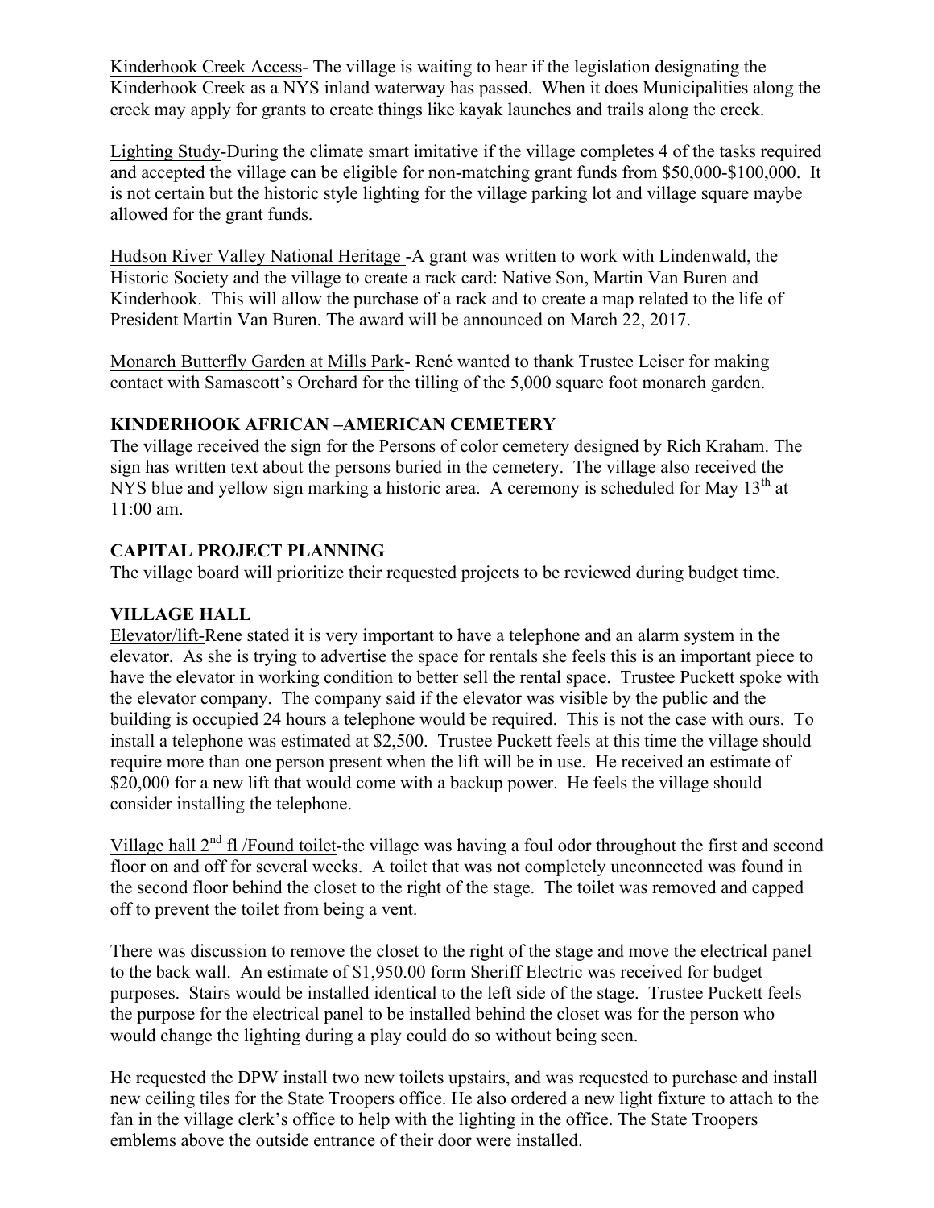Kinderhook Creek Access- The village is waiting to hear if the legislation designating the Kinderhook Creek as a NYS inland waterway has passed. When it does Municipalities along the creek may apply for grants to create things like kayak launches and trails along the creek.

Lighting Study-During the climate smart imitative if the village completes 4 of the tasks required and accepted the village can be eligible for non-matching grant funds from $50,000-$100,000. It is not certain but the historic style lighting for the village parking lot and village square maybe allowed for the grant funds.

Hudson River Valley National Heritage -A grant was written to work with Lindenwald, the Historic Society and the village to create a rack card: Native Son, Martin Van Buren and Kinderhook. This will allow the purchase of a rack and to create a map related to the life of President Martin Van Buren. The award will be announced on March 22, 2017.

Monarch Butterfly Garden at Mills Park- René wanted to thank Trustee Leiser for making contact with Samascott's Orchard for the tilling of the 5,000 square foot monarch garden.

**KINDERHOOK AFRICAN –AMERICAN CEMETERY**

The village received the sign for the Persons of color cemetery designed by Rich Kraham. The sign has written text about the persons buried in the cemetery. The village also received the NYS blue and yellow sign marking a historic area. A ceremony is scheduled for May 13th at 11:00 am.

**CAPITAL PROJECT PLANNING**

The village board will prioritize their requested projects to be reviewed during budget time.

**VILLAGE HALL**

Elevator/lift-Rene stated it is very important to have a telephone and an alarm system in the elevator. As she is trying to advertise the space for rentals she feels this is an important piece to have the elevator in working condition to better sell the rental space. Trustee Puckett spoke with the elevator company. The company said if the elevator was visible by the public and the building is occupied 24 hours a telephone would be required. This is not the case with ours. To install a telephone was estimated at $2,500. Trustee Puckett feels at this time the village should require more than one person present when the lift will be in use. He received an estimate of $20,000 for a new lift that would come with a backup power. He feels the village should consider installing the telephone.

Village hall 2nd fl /Found toilet-the village was having a foul odor throughout the first and second floor on and off for several weeks. A toilet that was not completely unconnected was found in the second floor behind the closet to the right of the stage. The toilet was removed and capped off to prevent the toilet from being a vent.

There was discussion to remove the closet to the right of the stage and move the electrical panel to the back wall. An estimate of $1,950.00 form Sheriff Electric was received for budget purposes. Stairs would be installed identical to the left side of the stage. Trustee Puckett feels the purpose for the electrical panel to be installed behind the closet was for the person who would change the lighting during a play could do so without being seen.

He requested the DPW install two new toilets upstairs, and was requested to purchase and install new ceiling tiles for the State Troopers office. He also ordered a new light fixture to attach to the fan in the village clerk's office to help with the lighting in the office. The State Troopers emblems above the outside entrance of their door were installed.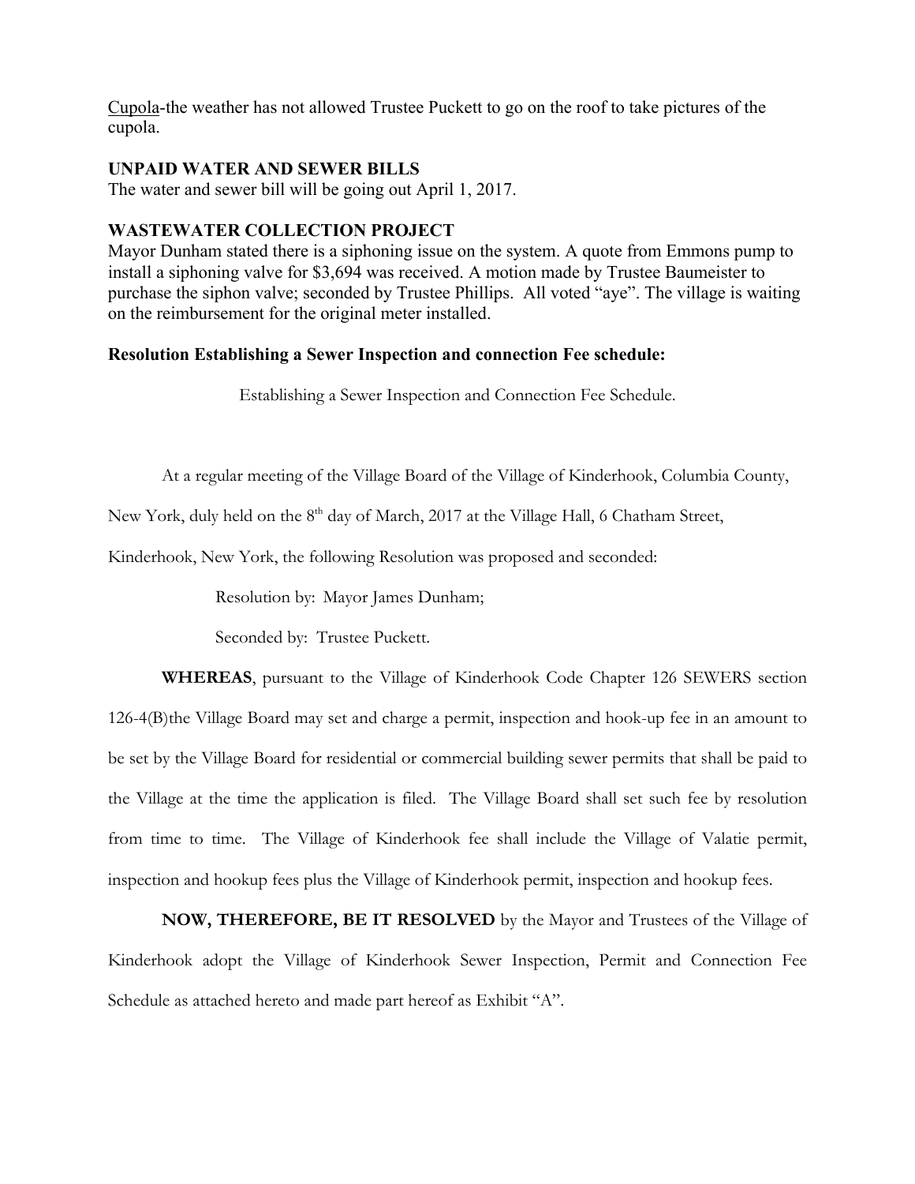Cupola-the weather has not allowed Trustee Puckett to go on the roof to take pictures of the cupola.

## UNPAID WATER AND SEWER BILLS

The water and sewer bill will be going out April 1, 2017.

## WASTEWATER COLLECTION PROJECT

Mayor Dunham stated there is a siphoning issue on the system. A quote from Emmons pump to install a siphoning valve for $3,694 was received. A motion made by Trustee Baumeister to purchase the siphon valve; seconded by Trustee Phillips. All voted "aye". The village is waiting on the reimbursement for the original meter installed.

### Resolution Establishing a Sewer Inspection and connection Fee schedule:

Establishing a Sewer Inspection and Connection Fee Schedule.

At a regular meeting of the Village Board of the Village of Kinderhook, Columbia County, New York, duly held on the 8th day of March, 2017 at the Village Hall, 6 Chatham Street, Kinderhook, New York, the following Resolution was proposed and seconded:

Resolution by: Mayor James Dunham;

Seconded by: Trustee Puckett.

**WHEREAS**, pursuant to the Village of Kinderhook Code Chapter 126 SEWERS section 126-4(B)the Village Board may set and charge a permit, inspection and hook-up fee in an amount to be set by the Village Board for residential or commercial building sewer permits that shall be paid to the Village at the time the application is filed. The Village Board shall set such fee by resolution from time to time. The Village of Kinderhook fee shall include the Village of Valatie permit, inspection and hookup fees plus the Village of Kinderhook permit, inspection and hookup fees.

**NOW, THEREFORE, BE IT RESOLVED** by the Mayor and Trustees of the Village of Kinderhook adopt the Village of Kinderhook Sewer Inspection, Permit and Connection Fee Schedule as attached hereto and made part hereof as Exhibit "A".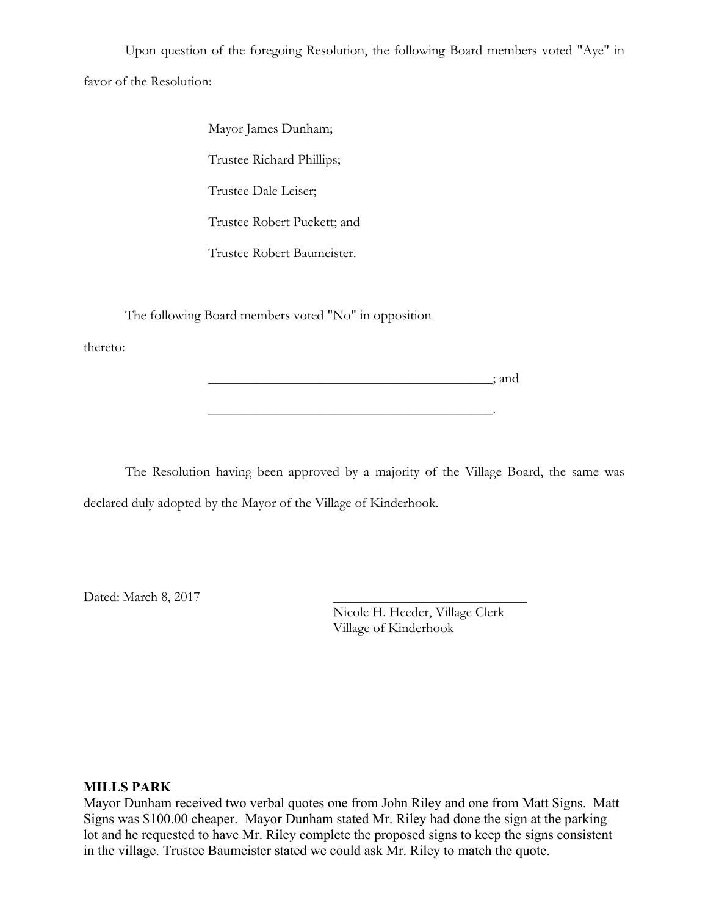Upon question of the foregoing Resolution, the following Board members voted "Aye" in favor of the Resolution:

Mayor James Dunham;

Trustee Richard Phillips;

Trustee Dale Leiser;

Trustee Robert Puckett; and

Trustee Robert Baumeister.

The following Board members voted "No" in opposition thereto:

_________________________________________; and

_________________________________________.

The Resolution having been approved by a majority of the Village Board, the same was declared duly adopted by the Mayor of the Village of Kinderhook.

Dated: March 8, 2017

_____________________________
Nicole H. Heeder, Village Clerk
Village of Kinderhook

**MILLS PARK**
Mayor Dunham received two verbal quotes one from John Riley and one from Matt Signs. Matt Signs was $100.00 cheaper. Mayor Dunham stated Mr. Riley had done the sign at the parking lot and he requested to have Mr. Riley complete the proposed signs to keep the signs consistent in the village. Trustee Baumeister stated we could ask Mr. Riley to match the quote.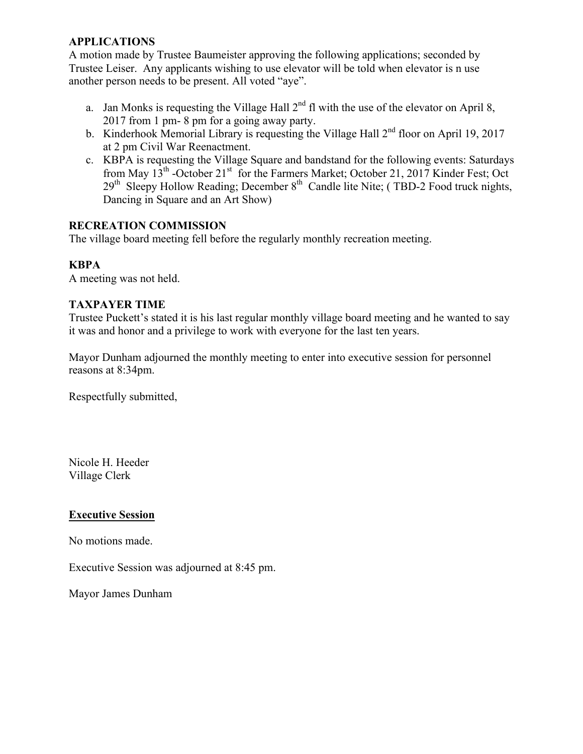**APPLICATIONS**

A motion made by Trustee Baumeister approving the following applications; seconded by Trustee Leiser. Any applicants wishing to use elevator will be told when elevator is n use another person needs to be present. All voted "aye".

a. Jan Monks is requesting the Village Hall 2nd fl with the use of the elevator on April 8, 2017 from 1 pm- 8 pm for a going away party.
b. Kinderhook Memorial Library is requesting the Village Hall 2nd floor on April 19, 2017 at 2 pm Civil War Reenactment.
c. KBPA is requesting the Village Square and bandstand for the following events: Saturdays from May 13th -October 21st for the Farmers Market; October 21, 2017 Kinder Fest; Oct 29th Sleepy Hollow Reading; December 8th Candle lite Nite; ( TBD-2 Food truck nights, Dancing in Square and an Art Show)

**RECREATION COMMISSION**

The village board meeting fell before the regularly monthly recreation meeting.

**KBPA**

A meeting was not held.

**TAXPAYER TIME**

Trustee Puckett's stated it is his last regular monthly village board meeting and he wanted to say it was and honor and a privilege to work with everyone for the last ten years.

Mayor Dunham adjourned the monthly meeting to enter into executive session for personnel reasons at 8:34pm.

Respectfully submitted,

Nicole H. Heeder
Village Clerk

**Executive Session**

No motions made.

Executive Session was adjourned at 8:45 pm.

Mayor James Dunham